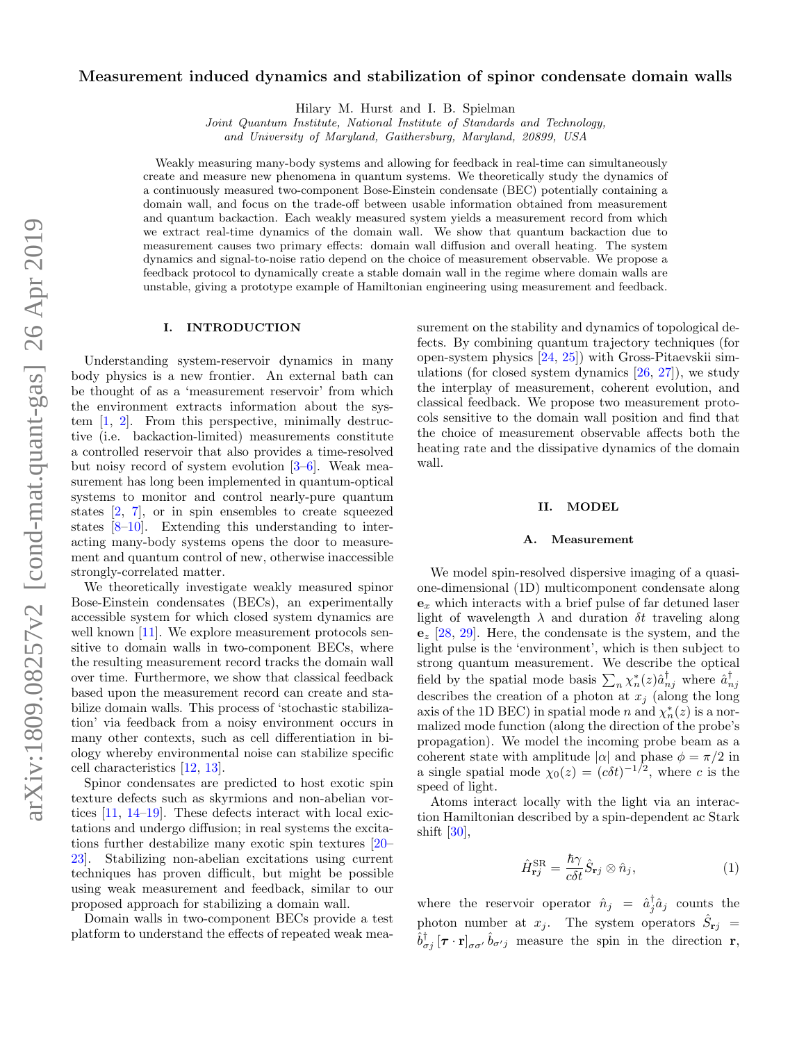# Measurement induced dynamics and stabilization of spinor condensate domain walls

Hilary M. Hurst and I. B. Spielman

*Joint Quantum Institute, National Institute of Standards and Technology, and University of Maryland, Gaithersburg, Maryland, 20899, USA*

Weakly measuring many-body systems and allowing for feedback in real-time can simultaneously create and measure new phenomena in quantum systems. We theoretically study the dynamics of a continuously measured two-component Bose-Einstein condensate (BEC) potentially containing a domain wall, and focus on the trade-off between usable information obtained from measurement and quantum backaction. Each weakly measured system yields a measurement record from which we extract real-time dynamics of the domain wall. We show that quantum backaction due to measurement causes two primary effects: domain wall diffusion and overall heating. The system dynamics and signal-to-noise ratio depend on the choice of measurement observable. We propose a feedback protocol to dynamically create a stable domain wall in the regime where domain walls are unstable, giving a prototype example of Hamiltonian engineering using measurement and feedback.

## I. INTRODUCTION

Understanding system-reservoir dynamics in many body physics is a new frontier. An external bath can be thought of as a 'measurement reservoir' from which the environment extracts information about the system [1, 2]. From this perspective, minimally destructive (i.e. backaction-limited) measurements constitute a controlled reservoir that also provides a time-resolved but noisy record of system evolution [3–6]. Weak measurement has long been implemented in quantum-optical systems to monitor and control nearly-pure quantum states [2, 7], or in spin ensembles to create squeezed states [8–10]. Extending this understanding to interacting many-body systems opens the door to measurement and quantum control of new, otherwise inaccessible strongly-correlated matter.

We theoretically investigate weakly measured spinor Bose-Einstein condensates (BECs), an experimentally accessible system for which closed system dynamics are well known [11]. We explore measurement protocols sensitive to domain walls in two-component BECs, where the resulting measurement record tracks the domain wall over time. Furthermore, we show that classical feedback based upon the measurement record can create and stabilize domain walls. This process of 'stochastic stabilization' via feedback from a noisy environment occurs in many other contexts, such as cell differentiation in biology whereby environmental noise can stabilize specific cell characteristics [12, 13].

Spinor condensates are predicted to host exotic spin texture defects such as skyrmions and non-abelian vortices [11, 14–19]. These defects interact with local excitations and undergo diffusion; in real systems the excitations further destabilize many exotic spin textures [20–23]. Stabilizing non-abelian excitations using current techniques has proven difficult, but might be possible using weak measurement and feedback, similar to our proposed approach for stabilizing a domain wall.

Domain walls in two-component BECs provide a test platform to understand the effects of repeated weak measurement on the stability and dynamics of topological defects. By combining quantum trajectory techniques (for open-system physics [24, 25]) with Gross-Pitaevskii simulations (for closed system dynamics [26, 27]), we study the interplay of measurement, coherent evolution, and classical feedback. We propose two measurement protocols sensitive to the domain wall position and find that the choice of measurement observable affects both the heating rate and the dissipative dynamics of the domain wall.

## II. MODEL

### A. Measurement

We model spin-resolved dispersive imaging of a quasi-one-dimensional (1D) multicomponent condensate along $\mathbf{e}_x$ which interacts with a brief pulse of far detuned laser light of wavelength $\lambda$ and duration $\delta t$ traveling along $\mathbf{e}_z$ [28, 29]. Here, the condensate is the system, and the light pulse is the 'environment', which is then subject to strong quantum measurement. We describe the optical field by the spatial mode basis $\sum_n \chi_n^*(z)\hat{a}_{nj}^\dagger$ where $\hat{a}_{nj}^\dagger$ describes the creation of a photon at $x_j$ (along the long axis of the 1D BEC) in spatial mode $n$ and $\chi_n^*(z)$ is a normalized mode function (along the direction of the probe's propagation). We model the incoming probe beam as a coherent state with amplitude $|\alpha|$ and phase $\phi = \pi/2$ in a single spatial mode $\chi_0(z) = (c\delta t)^{-1/2}$, where $c$ is the speed of light.

Atoms interact locally with the light via an interaction Hamiltonian described by a spin-dependent ac Stark shift [30],

$$\hat{H}_{\mathbf{r}j}^{\mathrm{SR}} = \frac{\hbar\gamma}{c\delta t}\hat{S}_{\mathbf{r}j} \otimes \hat{n}_j, \tag{1}$$

where the reservoir operator $\hat{n}_j = \hat{a}_j^\dagger \hat{a}_j$ counts the photon number at $x_j$. The system operators $\hat{S}_{\mathbf{r}j} = \hat{b}_{\sigma j}^\dagger \left[\boldsymbol{\tau}\cdot\mathbf{r}\right]_{\sigma\sigma'} \hat{b}_{\sigma' j}$ measure the spin in the direction $\mathbf{r}$,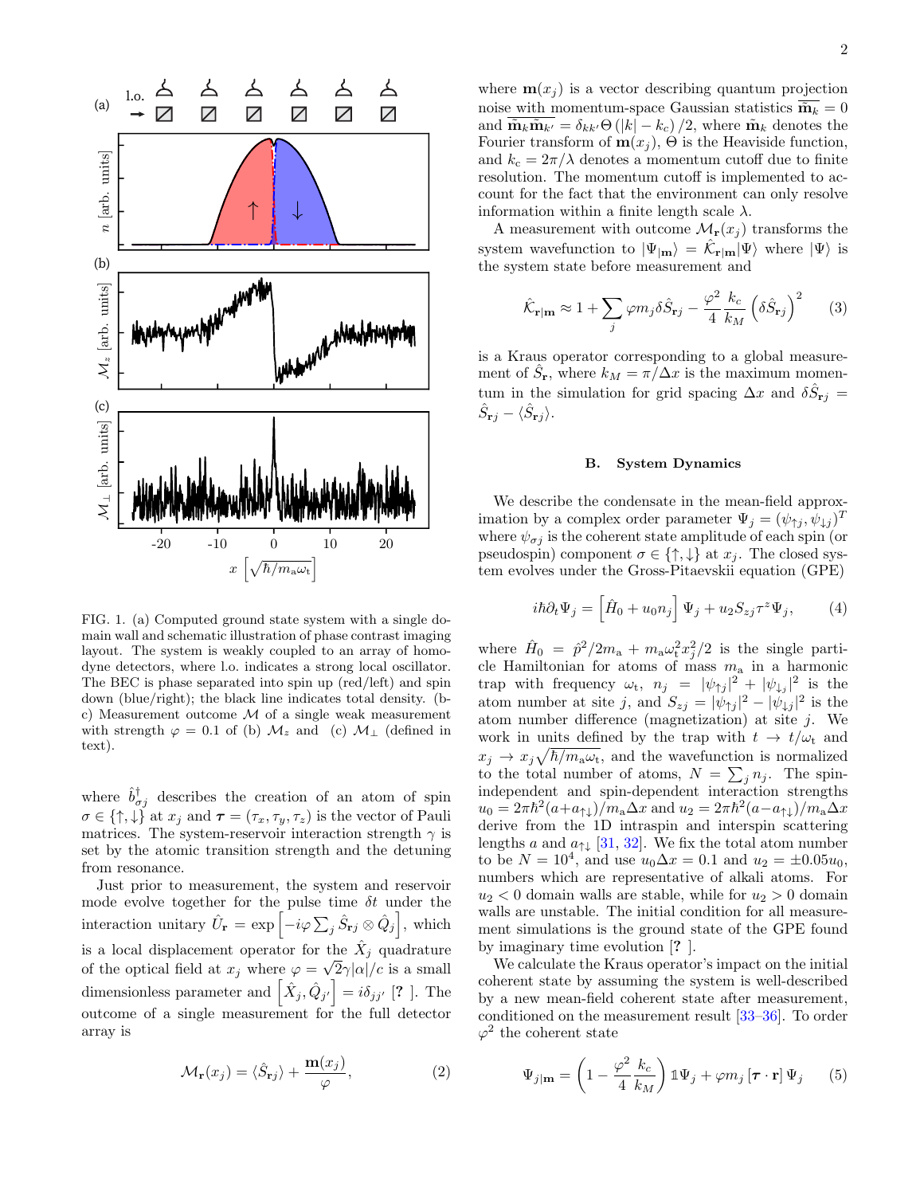FIG. 1. (a) Computed ground state system with a single domain wall and schematic illustration of phase contrast imaging layout. The system is weakly coupled to an array of homodyne detectors, where l.o. indicates a strong local oscillator. The BEC is phase separated into spin up (red/left) and spin down (blue/right); the black line indicates total density. (b-c) Measurement outcome $\mathcal{M}$ of a single weak measurement with strength $\varphi = 0.1$ of (b) $\mathcal{M}_z$ and (c) $\mathcal{M}_\perp$ (defined in text).

where $\hat{b}^\dagger_{\sigma j}$ describes the creation of an atom of spin $\sigma \in \{\uparrow, \downarrow\}$ at $x_j$ and $\boldsymbol{\tau} = (\tau_x, \tau_y, \tau_z)$ is the vector of Pauli matrices. The system-reservoir interaction strength $\gamma$ is set by the atomic transition strength and the detuning from resonance.

Just prior to measurement, the system and reservoir mode evolve together for the pulse time $\delta t$ under the interaction unitary $\hat{U}_\mathbf{r} = \exp\left[-i\varphi \sum_j \hat{S}_{\mathbf{r}j} \otimes \hat{Q}_j\right]$, which is a local displacement operator for the $\hat{X}_j$ quadrature of the optical field at $x_j$ where $\varphi = \sqrt{2}\gamma|\alpha|/c$ is a small dimensionless parameter and $\left[\hat{X}_j, \hat{Q}_{j'}\right] = i\delta_{jj'}$ [? ]. The outcome of a single measurement for the full detector array is

$$
\mathcal{M}_\mathbf{r}(x_j) = \langle \hat{S}_{\mathbf{r}j} \rangle + \frac{\mathbf{m}(x_j)}{\varphi}, \tag{2}
$$

where $\mathbf{m}(x_j)$ is a vector describing quantum projection noise with momentum-space Gaussian statistics $\overline{\tilde{\mathbf{m}}_k} = 0$ and $\overline{\tilde{\mathbf{m}}_k \tilde{\mathbf{m}}_{k'}} = \delta_{kk'} \Theta\left(|k| - k_c\right)/2$, where $\tilde{\mathbf{m}}_k$ denotes the Fourier transform of $\mathbf{m}(x_j)$, $\Theta$ is the Heaviside function, and $k_c = 2\pi/\lambda$ denotes a momentum cutoff due to finite resolution. The momentum cutoff is implemented to account for the fact that the environment can only resolve information within a finite length scale $\lambda$.

A measurement with outcome $\mathcal{M}_\mathbf{r}(x_j)$ transforms the system wavefunction to $|\Psi_{|\mathbf{m}}\rangle = \hat{\mathcal{K}}_{\mathbf{r}|\mathbf{m}} |\Psi\rangle$ where $|\Psi\rangle$ is the system state before measurement and

$$
\hat{\mathcal{K}}_{\mathbf{r}|\mathbf{m}} \approx 1 + \sum_j \varphi m_j \delta\hat{S}_{\mathbf{r}j} - \frac{\varphi^2}{4} \frac{k_c}{k_M} \left(\delta\hat{S}_{\mathbf{r}j}\right)^2 \tag{3}
$$

is a Kraus operator corresponding to a global measurement of $\hat{S}_\mathbf{r}$, where $k_M = \pi/\Delta x$ is the maximum momentum in the simulation for grid spacing $\Delta x$ and $\delta\hat{S}_{\mathbf{r}j} = \hat{S}_{\mathbf{r}j} - \langle \hat{S}_{\mathbf{r}j} \rangle$.

### B. System Dynamics

We describe the condensate in the mean-field approximation by a complex order parameter $\Psi_j = (\psi_{\uparrow j}, \psi_{\downarrow j})^T$ where $\psi_{\sigma j}$ is the coherent state amplitude of each spin (or pseudospin) component $\sigma \in \{\uparrow, \downarrow\}$ at $x_j$. The closed system evolves under the Gross-Pitaevskii equation (GPE)

$$
i\hbar \partial_t \Psi_j = \left[\hat{H}_0 + u_0 n_j\right] \Psi_j + u_2 S_{zj} \tau^z \Psi_j, \tag{4}
$$

where $\hat{H}_0 = \hat{p}^2/2m_\mathrm{a} + m_\mathrm{a}\omega_\mathrm{t}^2 x_j^2/2$ is the single particle Hamiltonian for atoms of mass $m_\mathrm{a}$ in a harmonic trap with frequency $\omega_\mathrm{t}$, $n_j = |\psi_{\uparrow j}|^2 + |\psi_{\downarrow j}|^2$ is the atom number at site $j$, and $S_{zj} = |\psi_{\uparrow j}|^2 - |\psi_{\downarrow j}|^2$ is the atom number difference (magnetization) at site $j$. We work in units defined by the trap with $t \to t/\omega_\mathrm{t}$ and $x_j \to x_j\sqrt{\hbar/m_\mathrm{a}\omega_\mathrm{t}}$, and the wavefunction is normalized to the total number of atoms, $N = \sum_j n_j$. The spin-independent and spin-dependent interaction strengths $u_0 = 2\pi\hbar^2(a + a_{\uparrow\downarrow})/m_\mathrm{a}\Delta x$ and $u_2 = 2\pi\hbar^2(a - a_{\uparrow\downarrow})/m_\mathrm{a}\Delta x$ derive from the 1D intraspin and interspin scattering lengths $a$ and $a_{\uparrow\downarrow}$ [31, 32]. We fix the total atom number to be $N = 10^4$, and use $u_0\Delta x = 0.1$ and $u_2 = \pm 0.05 u_0$, numbers which are representative of alkali atoms. For $u_2 < 0$ domain walls are stable, while for $u_2 > 0$ domain walls are unstable. The initial condition for all measurement simulations is the ground state of the GPE found by imaginary time evolution [? ].

We calculate the Kraus operator's impact on the initial coherent state by assuming the system is well-described by a new mean-field coherent state after measurement, conditioned on the measurement result [33–36]. To order $\varphi^2$ the coherent state

$$
\Psi_{j|\mathbf{m}} = \left(1 - \frac{\varphi^2}{4}\frac{k_c}{k_M}\right) \mathbb{1}\Psi_j + \varphi m_j \left[\boldsymbol{\tau} \cdot \mathbf{r}\right] \Psi_j \tag{5}
$$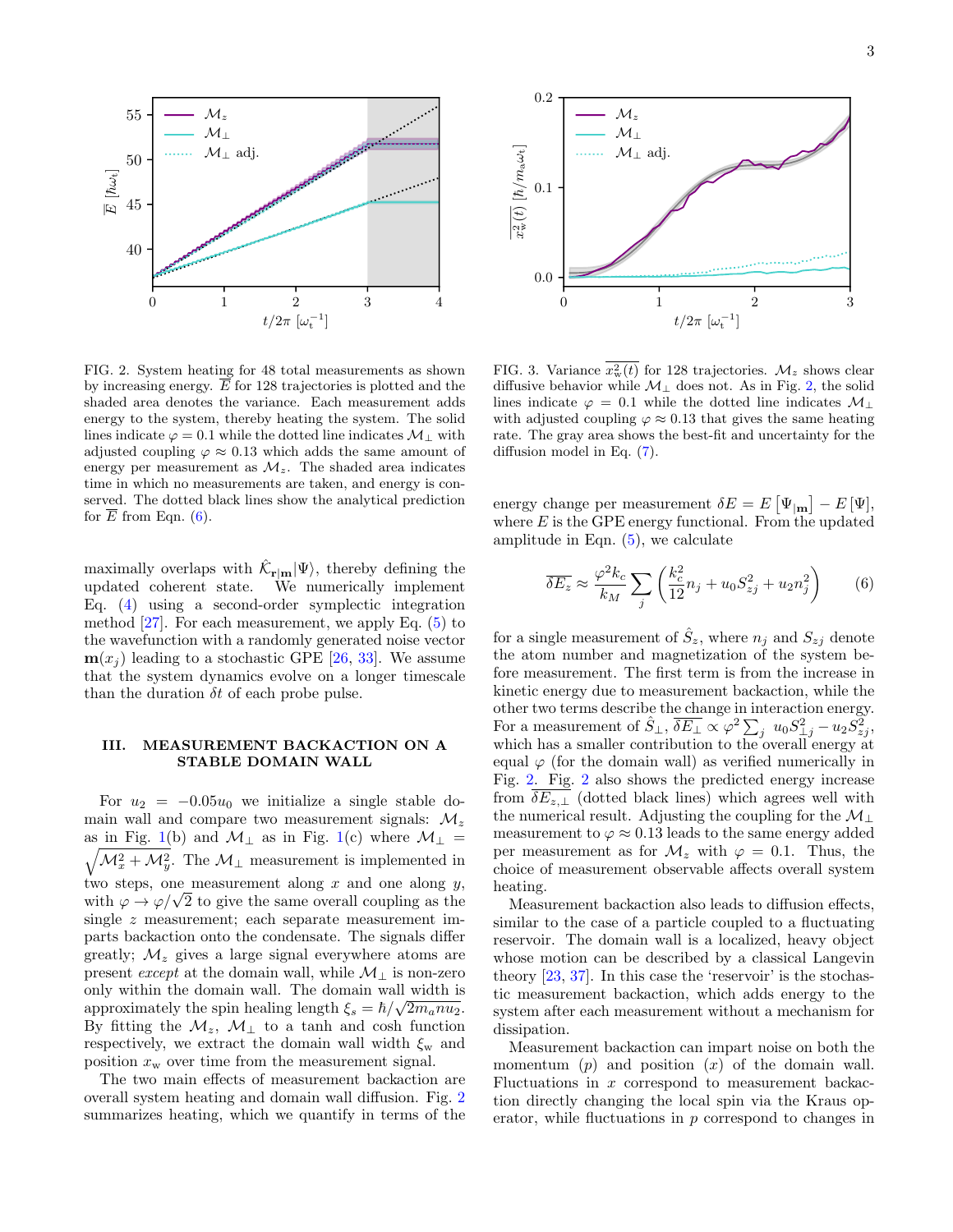FIG. 2. System heating for 48 total measurements as shown by increasing energy. $\overline{E}$ for 128 trajectories is plotted and the shaded area denotes the variance. Each measurement adds energy to the system, thereby heating the system. The solid lines indicate $\varphi = 0.1$ while the dotted line indicates $\mathcal{M}_\perp$ with adjusted coupling $\varphi \approx 0.13$ which adds the same amount of energy per measurement as $\mathcal{M}_z$. The shaded area indicates time in which no measurements are taken, and energy is conserved. The dotted black lines show the analytical prediction for $\overline{E}$ from Eqn. (6).

FIG. 3. Variance $\overline{x_\mathrm{w}^2(t)}$ for 128 trajectories. $\mathcal{M}_z$ shows clear diffusive behavior while $\mathcal{M}_\perp$ does not. As in Fig. 2, the solid lines indicate $\varphi = 0.1$ while the dotted line indicates $\mathcal{M}_\perp$ with adjusted coupling $\varphi \approx 0.13$ that gives the same heating rate. The gray area shows the best-fit and uncertainty for the diffusion model in Eq. (7).

maximally overlaps with $\hat{\mathcal{K}}_{\mathbf{r}|\mathbf{m}}|\Psi\rangle$, thereby defining the updated coherent state. We numerically implement Eq. (4) using a second-order symplectic integration method [27]. For each measurement, we apply Eq. (5) to the wavefunction with a randomly generated noise vector $\mathbf{m}(x_j)$ leading to a stochastic GPE [26, 33]. We assume that the system dynamics evolve on a longer timescale than the duration $\delta t$ of each probe pulse.

## III. MEASUREMENT BACKACTION ON A STABLE DOMAIN WALL

For $u_2 = -0.05u_0$ we initialize a single stable domain wall and compare two measurement signals: $\mathcal{M}_z$ as in Fig. 1(b) and $\mathcal{M}_\perp$ as in Fig. 1(c) where $\mathcal{M}_\perp = \sqrt{\mathcal{M}_x^2 + \mathcal{M}_y^2}$. The $\mathcal{M}_\perp$ measurement is implemented in two steps, one measurement along $x$ and one along $y$, with $\varphi \rightarrow \varphi/\sqrt{2}$ to give the same overall coupling as the single $z$ measurement; each separate measurement imparts backaction onto the condensate. The signals differ greatly; $\mathcal{M}_z$ gives a large signal everywhere atoms are present *except* at the domain wall, while $\mathcal{M}_\perp$ is non-zero only within the domain wall. The domain wall width is approximately the spin healing length $\xi_s = \hbar/\sqrt{2m_a n u_2}$. By fitting the $\mathcal{M}_z$, $\mathcal{M}_\perp$ to a tanh and cosh function respectively, we extract the domain wall width $\xi_\mathrm{w}$ and position $x_\mathrm{w}$ over time from the measurement signal.

The two main effects of measurement backaction are overall system heating and domain wall diffusion. Fig. 2 summarizes heating, which we quantify in terms of the energy change per measurement $\delta E = E\left[\Psi_{|\mathbf{m}}\right] - E\left[\Psi\right]$, where $E$ is the GPE energy functional. From the updated amplitude in Eqn. (5), we calculate

$$\overline{\delta E_z} \approx \frac{\varphi^2 k_c}{k_M} \sum_j \left( \frac{k_c^2}{12} n_j + u_0 S_{zj}^2 + u_2 n_j^2 \right) \tag{6}$$

for a single measurement of $\hat{S}_z$, where $n_j$ and $S_{zj}$ denote the atom number and magnetization of the system before measurement. The first term is from the increase in kinetic energy due to measurement backaction, while the other two terms describe the change in interaction energy. For a measurement of $\hat{S}_\perp$, $\overline{\delta E_\perp} \propto \varphi^2 \sum_j u_0 S_{\perp j}^2 - u_2 S_{zj}^2$, which has a smaller contribution to the overall energy at equal $\varphi$ (for the domain wall) as verified numerically in Fig. 2. Fig. 2 also shows the predicted energy increase from $\overline{\delta E_{z,\perp}}$ (dotted black lines) which agrees well with the numerical result. Adjusting the coupling for the $\mathcal{M}_\perp$ measurement to $\varphi \approx 0.13$ leads to the same energy added per measurement as for $\mathcal{M}_z$ with $\varphi = 0.1$. Thus, the choice of measurement observable affects overall system heating.

Measurement backaction also leads to diffusion effects, similar to the case of a particle coupled to a fluctuating reservoir. The domain wall is a localized, heavy object whose motion can be described by a classical Langevin theory [23, 37]. In this case the 'reservoir' is the stochastic measurement backaction, which adds energy to the system after each measurement without a mechanism for dissipation.

Measurement backaction can impart noise on both the momentum ($p$) and position ($x$) of the domain wall. Fluctuations in $x$ correspond to measurement backaction directly changing the local spin via the Kraus operator, while fluctuations in $p$ correspond to changes in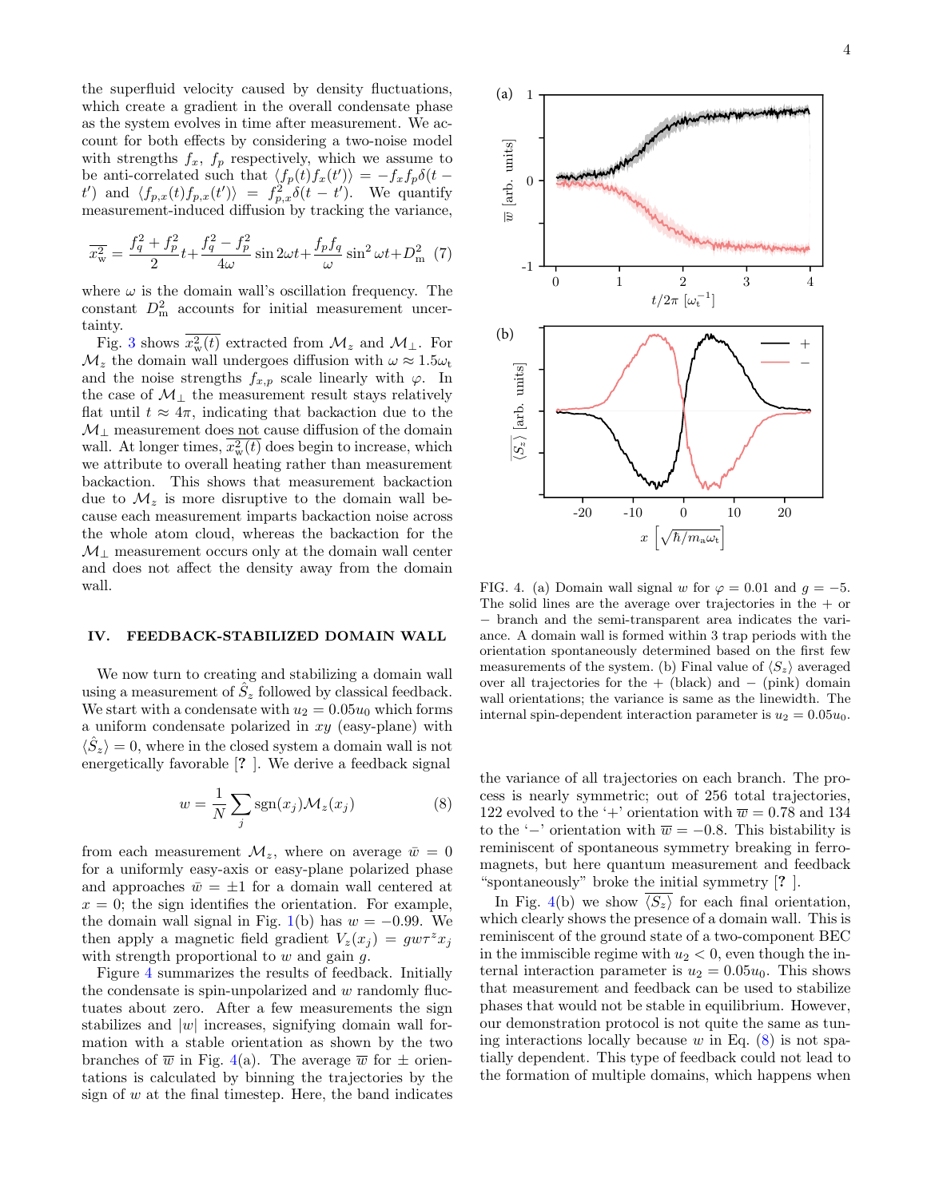the superfluid velocity caused by density fluctuations, which create a gradient in the overall condensate phase as the system evolves in time after measurement. We account for both effects by considering a two-noise model with strengths $f_x$, $f_p$ respectively, which we assume to be anti-correlated such that $\langle f_p(t) f_x(t')\rangle = -f_x f_p \delta(t-t')$ and $\langle f_{p,x}(t) f_{p,x}(t')\rangle = f_{p,x}^2 \delta(t-t')$. We quantify measurement-induced diffusion by tracking the variance,

$$\overline{x_{\rm w}^2} = \frac{f_q^2 + f_p^2}{2} t + \frac{f_q^2 - f_p^2}{4\omega} \sin 2\omega t + \frac{f_p f_q}{\omega} \sin^2 \omega t + D_{\rm m}^2 \quad (7)$$

where $\omega$ is the domain wall's oscillation frequency. The constant $D_{\rm m}^2$ accounts for initial measurement uncertainty.

Fig. 3 shows $\overline{x_{\rm w}^2(t)}$ extracted from $\mathcal{M}_z$ and $\mathcal{M}_\perp$. For $\mathcal{M}_z$ the domain wall undergoes diffusion with $\omega \approx 1.5\omega_{\rm t}$ and the noise strengths $f_{x,p}$ scale linearly with $\varphi$. In the case of $\mathcal{M}_\perp$ the measurement result stays relatively flat until $t \approx 4\pi$, indicating that backaction due to the $\mathcal{M}_\perp$ measurement does not cause diffusion of the domain wall. At longer times, $\overline{x_{\rm w}^2(t)}$ does begin to increase, which we attribute to overall heating rather than measurement backaction. This shows that measurement backaction due to $\mathcal{M}_z$ is more disruptive to the domain wall because each measurement imparts backaction noise across the whole atom cloud, whereas the backaction for the $\mathcal{M}_\perp$ measurement occurs only at the domain wall center and does not affect the density away from the domain wall.

## IV. FEEDBACK-STABILIZED DOMAIN WALL

We now turn to creating and stabilizing a domain wall using a measurement of $\hat{S}_z$ followed by classical feedback. We start with a condensate with $u_2 = 0.05u_0$ which forms a uniform condensate polarized in $xy$ (easy-plane) with $\langle \hat{S}_z \rangle = 0$, where in the closed system a domain wall is not energetically favorable [? ]. We derive a feedback signal

$$w = \frac{1}{N} \sum_j \operatorname{sgn}(x_j) \mathcal{M}_z(x_j) \quad (8)$$

from each measurement $\mathcal{M}_z$, where on average $\bar{w} = 0$ for a uniformly easy-axis or easy-plane polarized phase and approaches $\bar{w} = \pm 1$ for a domain wall centered at $x = 0$; the sign identifies the orientation. For example, the domain wall signal in Fig. 1(b) has $w = -0.99$. We then apply a magnetic field gradient $V_z(x_j) = g w \tau^z x_j$ with strength proportional to $w$ and gain $g$.

Figure 4 summarizes the results of feedback. Initially the condensate is spin-unpolarized and $w$ randomly fluctuates about zero. After a few measurements the sign stabilizes and $|w|$ increases, signifying domain wall formation with a stable orientation as shown by the two branches of $\overline{w}$ in Fig. 4(a). The average $\overline{w}$ for $\pm$ orientations is calculated by binning the trajectories by the sign of $w$ at the final timestep. Here, the band indicates the variance of all trajectories on each branch. The process is nearly symmetric; out of 256 total trajectories, 122 evolved to the '+' orientation with $\overline{w} = 0.78$ and 134 to the '−' orientation with $\overline{w} = -0.8$. This bistability is reminiscent of spontaneous symmetry breaking in ferromagnets, but here quantum measurement and feedback "spontaneously" broke the initial symmetry [? ].

FIG. 4. (a) Domain wall signal $w$ for $\varphi = 0.01$ and $g = -5$. The solid lines are the average over trajectories in the + or − branch and the semi-transparent area indicates the variance. A domain wall is formed within 3 trap periods with the orientation spontaneously determined based on the first few measurements of the system. (b) Final value of $\langle S_z \rangle$ averaged over all trajectories for the + (black) and − (pink) domain wall orientations; the variance is same as the linewidth. The internal spin-dependent interaction parameter is $u_2 = 0.05u_0$.

In Fig. 4(b) we show $\overline{\langle S_z \rangle}$ for each final orientation, which clearly shows the presence of a domain wall. This is reminiscent of the ground state of a two-component BEC in the immiscible regime with $u_2 < 0$, even though the internal interaction parameter is $u_2 = 0.05u_0$. This shows that measurement and feedback can be used to stabilize phases that would not be stable in equilibrium. However, our demonstration protocol is not quite the same as tuning interactions locally because $w$ in Eq. (8) is not spatially dependent. This type of feedback could not lead to the formation of multiple domains, which happens when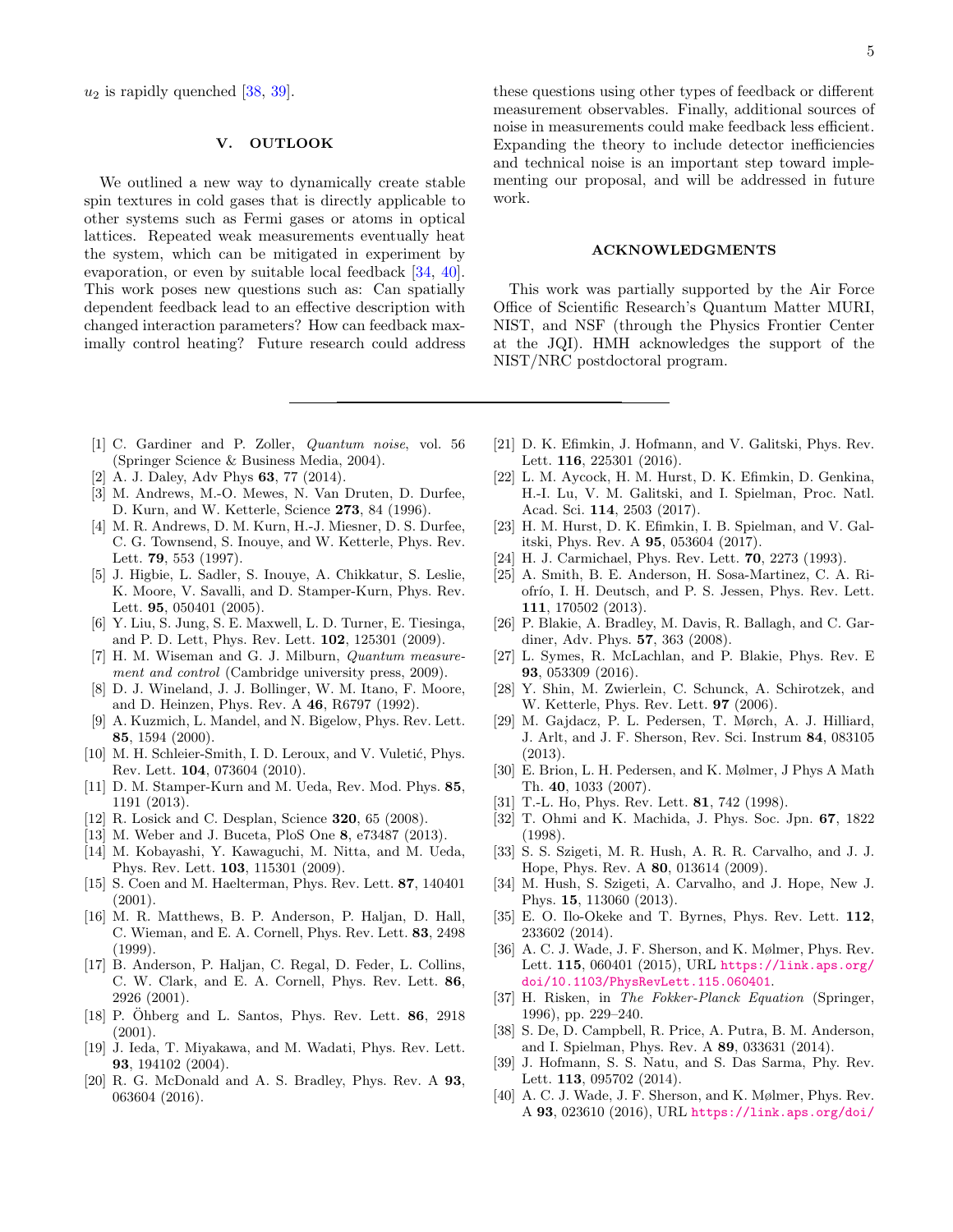$u_2$ is rapidly quenched [38, 39].

## V. OUTLOOK

We outlined a new way to dynamically create stable spin textures in cold gases that is directly applicable to other systems such as Fermi gases or atoms in optical lattices. Repeated weak measurements eventually heat the system, which can be mitigated in experiment by evaporation, or even by suitable local feedback [34, 40]. This work poses new questions such as: Can spatially dependent feedback lead to an effective description with changed interaction parameters? How can feedback maximally control heating? Future research could address these questions using other types of feedback or different measurement observables. Finally, additional sources of noise in measurements could make feedback less efficient. Expanding the theory to include detector inefficiencies and technical noise is an important step toward implementing our proposal, and will be addressed in future work.

## ACKNOWLEDGMENTS

This work was partially supported by the Air Force Office of Scientific Research's Quantum Matter MURI, NIST, and NSF (through the Physics Frontier Center at the JQI). HMH acknowledges the support of the NIST/NRC postdoctoral program.

---

[1] C. Gardiner and P. Zoller, *Quantum noise*, vol. 56 (Springer Science & Business Media, 2004).
[2] A. J. Daley, Adv Phys **63**, 77 (2014).
[3] M. Andrews, M.-O. Mewes, N. Van Druten, D. Durfee, D. Kurn, and W. Ketterle, Science **273**, 84 (1996).
[4] M. R. Andrews, D. M. Kurn, H.-J. Miesner, D. S. Durfee, C. G. Townsend, S. Inouye, and W. Ketterle, Phys. Rev. Lett. **79**, 553 (1997).
[5] J. Higbie, L. Sadler, S. Inouye, A. Chikkatur, S. Leslie, K. Moore, V. Savalli, and D. Stamper-Kurn, Phys. Rev. Lett. **95**, 050401 (2005).
[6] Y. Liu, S. Jung, S. E. Maxwell, L. D. Turner, E. Tiesinga, and P. D. Lett, Phys. Rev. Lett. **102**, 125301 (2009).
[7] H. M. Wiseman and G. J. Milburn, *Quantum measurement and control* (Cambridge university press, 2009).
[8] D. J. Wineland, J. J. Bollinger, W. M. Itano, F. Moore, and D. Heinzen, Phys. Rev. A **46**, R6797 (1992).
[9] A. Kuzmich, L. Mandel, and N. Bigelow, Phys. Rev. Lett. **85**, 1594 (2000).
[10] M. H. Schleier-Smith, I. D. Leroux, and V. Vuletić, Phys. Rev. Lett. **104**, 073604 (2010).
[11] D. M. Stamper-Kurn and M. Ueda, Rev. Mod. Phys. **85**, 1191 (2013).
[12] R. Losick and C. Desplan, Science **320**, 65 (2008).
[13] M. Weber and J. Buceta, PloS One **8**, e73487 (2013).
[14] M. Kobayashi, Y. Kawaguchi, M. Nitta, and M. Ueda, Phys. Rev. Lett. **103**, 115301 (2009).
[15] S. Coen and M. Haelterman, Phys. Rev. Lett. **87**, 140401 (2001).
[16] M. R. Matthews, B. P. Anderson, P. Haljan, D. Hall, C. Wieman, and E. A. Cornell, Phys. Rev. Lett. **83**, 2498 (1999).
[17] B. Anderson, P. Haljan, C. Regal, D. Feder, L. Collins, C. W. Clark, and E. A. Cornell, Phys. Rev. Lett. **86**, 2926 (2001).
[18] P. Öhberg and L. Santos, Phys. Rev. Lett. **86**, 2918 (2001).
[19] J. Ieda, T. Miyakawa, and M. Wadati, Phys. Rev. Lett. **93**, 194102 (2004).
[20] R. G. McDonald and A. S. Bradley, Phys. Rev. A **93**, 063604 (2016).
[21] D. K. Efimkin, J. Hofmann, and V. Galitski, Phys. Rev. Lett. **116**, 225301 (2016).
[22] L. M. Aycock, H. M. Hurst, D. K. Efimkin, D. Genkina, H.-I. Lu, V. M. Galitski, and I. Spielman, Proc. Natl. Acad. Sci. **114**, 2503 (2017).
[23] H. M. Hurst, D. K. Efimkin, I. B. Spielman, and V. Galitski, Phys. Rev. A **95**, 053604 (2017).
[24] H. J. Carmichael, Phys. Rev. Lett. **70**, 2273 (1993).
[25] A. Smith, B. E. Anderson, H. Sosa-Martinez, C. A. Riofrío, I. H. Deutsch, and P. S. Jessen, Phys. Rev. Lett. **111**, 170502 (2013).
[26] P. Blakie, A. Bradley, M. Davis, R. Ballagh, and C. Gardiner, Adv. Phys. **57**, 363 (2008).
[27] L. Symes, R. McLachlan, and P. Blakie, Phys. Rev. E **93**, 053309 (2016).
[28] Y. Shin, M. W. Zwierlein, C. Schunck, A. Schirotzek, and W. Ketterle, Phys. Rev. Lett. **97** (2006).
[29] M. Gajdacz, P. L. Pedersen, T. Mørch, A. J. Hilliard, J. Arlt, and J. F. Sherson, Rev. Sci. Instrum **84**, 083105 (2013).
[30] E. Brion, L. H. Pedersen, and K. Mølmer, J Phys A Math Th. **40**, 1033 (2007).
[31] T.-L. Ho, Phys. Rev. Lett. **81**, 742 (1998).
[32] T. Ohmi and K. Machida, J. Phys. Soc. Jpn. **67**, 1822 (1998).
[33] S. S. Szigeti, M. R. Hush, A. R. R. Carvalho, and J. J. Hope, Phys. Rev. A **80**, 013614 (2009).
[34] M. Hush, S. Szigeti, A. Carvalho, and J. Hope, New J. Phys. **15**, 113060 (2013).
[35] E. O. Ilo-Okeke and T. Byrnes, Phys. Rev. Lett. **112**, 233602 (2014).
[36] A. C. J. Wade, J. F. Sherson, and K. Mølmer, Phys. Rev. Lett. **115**, 060401 (2015), URL https://link.aps.org/doi/10.1103/PhysRevLett.115.060401.
[37] H. Risken, in *The Fokker-Planck Equation* (Springer, 1996), pp. 229–240.
[38] S. De, D. Campbell, R. Price, A. Putra, B. M. Anderson, and I. Spielman, Phys. Rev. A **89**, 033631 (2014).
[39] J. Hofmann, S. S. Natu, and S. Das Sarma, Phy. Rev. Lett. **113**, 095702 (2014).
[40] A. C. J. Wade, J. F. Sherson, and K. Mølmer, Phys. Rev. A **93**, 023610 (2016), URL https://link.aps.org/doi/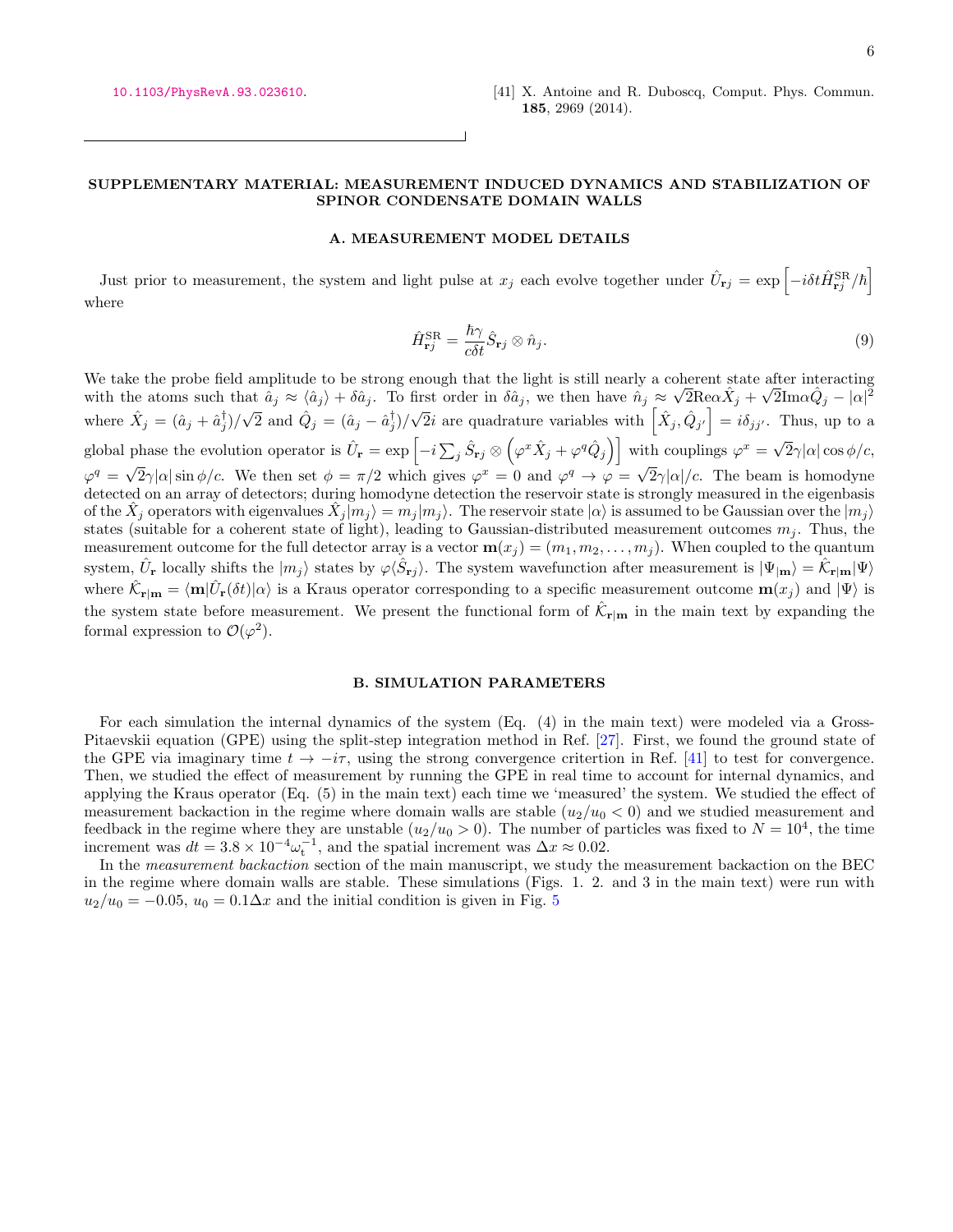10.1103/PhysRevA.93.023610.

[41] X. Antoine and R. Duboscq, Comput. Phys. Commun. **185**, 2969 (2014).

## SUPPLEMENTARY MATERIAL: MEASUREMENT INDUCED DYNAMICS AND STABILIZATION OF SPINOR CONDENSATE DOMAIN WALLS

### A. MEASUREMENT MODEL DETAILS

Just prior to measurement, the system and light pulse at $x_j$ each evolve together under $\hat{U}_{\mathbf{r}j} = \exp\left[-i\delta t \hat{H}^{\mathrm{SR}}_{\mathbf{r}j}/\hbar\right]$ where

$$\hat{H}^{\mathrm{SR}}_{\mathbf{r}j} = \frac{\hbar\gamma}{c\delta t}\hat{S}_{\mathbf{r}j} \otimes \hat{n}_j. \tag{9}$$

We take the probe field amplitude to be strong enough that the light is still nearly a coherent state after interacting with the atoms such that $\hat{a}_j \approx \langle \hat{a}_j \rangle + \delta\hat{a}_j$. To first order in $\delta\hat{a}_j$, we then have $\hat{n}_j \approx \sqrt{2}\mathrm{Re}\alpha\hat{X}_j + \sqrt{2}\mathrm{Im}\alpha\hat{Q}_j - |\alpha|^2$ where $\hat{X}_j = (\hat{a}_j + \hat{a}^\dagger_j)/\sqrt{2}$ and $\hat{Q}_j = (\hat{a}_j - \hat{a}^\dagger_j)/\sqrt{2}i$ are quadrature variables with $\left[\hat{X}_j, \hat{Q}_{j'}\right] = i\delta_{jj'}$. Thus, up to a global phase the evolution operator is $\hat{U}_{\mathbf{r}} = \exp\left[-i\sum_j \hat{S}_{\mathbf{r}j} \otimes \left(\varphi^x \hat{X}_j + \varphi^q \hat{Q}_j\right)\right]$ with couplings $\varphi^x = \sqrt{2}\gamma|\alpha|\cos\phi/c$, $\varphi^q = \sqrt{2}\gamma|\alpha|\sin\phi/c$. We then set $\phi = \pi/2$ which gives $\varphi^x = 0$ and $\varphi^q \to \varphi = \sqrt{2}\gamma|\alpha|/c$. The beam is homodyne detected on an array of detectors; during homodyne detection the reservoir state is strongly measured in the eigenbasis of the $\hat{X}_j$ operators with eigenvalues $\hat{X}_j|m_j\rangle = m_j|m_j\rangle$. The reservoir state $|\alpha\rangle$ is assumed to be Gaussian over the $|m_j\rangle$ states (suitable for a coherent state of light), leading to Gaussian-distributed measurement outcomes $m_j$. Thus, the measurement outcome for the full detector array is a vector $\mathbf{m}(x_j) = (m_1, m_2, \ldots, m_j)$. When coupled to the quantum system, $\hat{U}_{\mathbf{r}}$ locally shifts the $|m_j\rangle$ states by $\varphi\langle\hat{S}_{\mathbf{r}j}\rangle$. The system wavefunction after measurement is $|\Psi_{|\mathbf{m}}\rangle = \hat{\mathcal{K}}_{\mathbf{r}|\mathbf{m}}|\Psi\rangle$ where $\hat{\mathcal{K}}_{\mathbf{r}|\mathbf{m}} = \langle\mathbf{m}|\hat{U}_{\mathbf{r}}(\delta t)|\alpha\rangle$ is a Kraus operator corresponding to a specific measurement outcome $\mathbf{m}(x_j)$ and $|\Psi\rangle$ is the system state before measurement. We present the functional form of $\hat{\mathcal{K}}_{\mathbf{r}|\mathbf{m}}$ in the main text by expanding the formal expression to $\mathcal{O}(\varphi^2)$.

### B. SIMULATION PARAMETERS

For each simulation the internal dynamics of the system (Eq. (4) in the main text) were modeled via a Gross-Pitaevskii equation (GPE) using the split-step integration method in Ref. [27]. First, we found the ground state of the GPE via imaginary time $t \to -i\tau$, using the strong convergence critertion in Ref. [41] to test for convergence. Then, we studied the effect of measurement by running the GPE in real time to account for internal dynamics, and applying the Kraus operator (Eq. (5) in the main text) each time we 'measured' the system. We studied the effect of measurement backaction in the regime where domain walls are stable ($u_2/u_0 < 0$) and we studied measurement and feedback in the regime where they are unstable ($u_2/u_0 > 0$). The number of particles was fixed to $N = 10^4$, the time increment was $dt = 3.8 \times 10^{-4}\omega_{\mathrm{t}}^{-1}$, and the spatial increment was $\Delta x \approx 0.02$.

In the *measurement backaction* section of the main manuscript, we study the measurement backaction on the BEC in the regime where domain walls are stable. These simulations (Figs. 1. 2. and 3 in the main text) were run with $u_2/u_0 = -0.05$, $u_0 = 0.1\Delta x$ and the initial condition is given in Fig. 5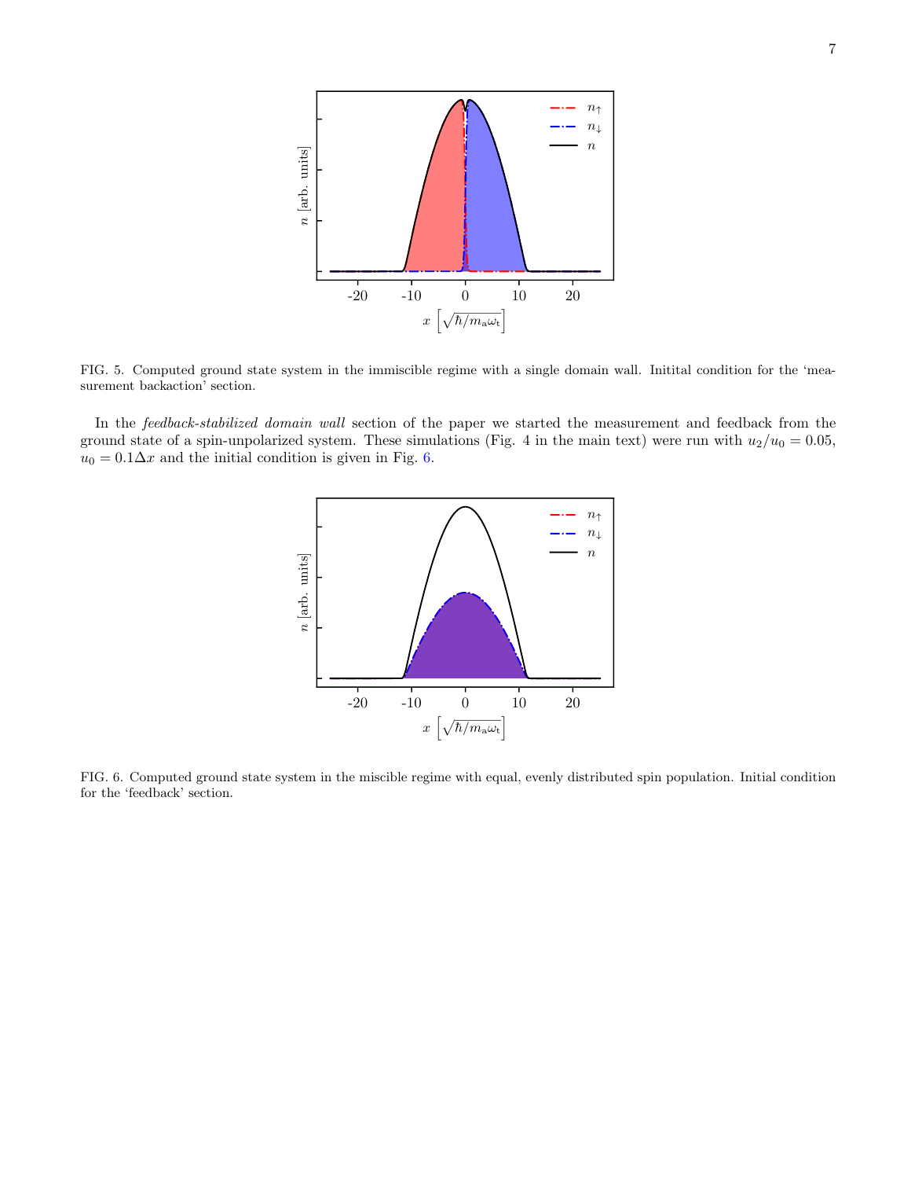FIG. 5. Computed ground state system in the immiscible regime with a single domain wall. Initital condition for the 'measurement backaction' section.

In the *feedback-stabilized domain wall* section of the paper we started the measurement and feedback from the ground state of a spin-unpolarized system. These simulations (Fig. 4 in the main text) were run with $u_2/u_0 = 0.05$, $u_0 = 0.1\Delta x$ and the initial condition is given in Fig. 6.

FIG. 6. Computed ground state system in the miscible regime with equal, evenly distributed spin population. Initial condition for the 'feedback' section.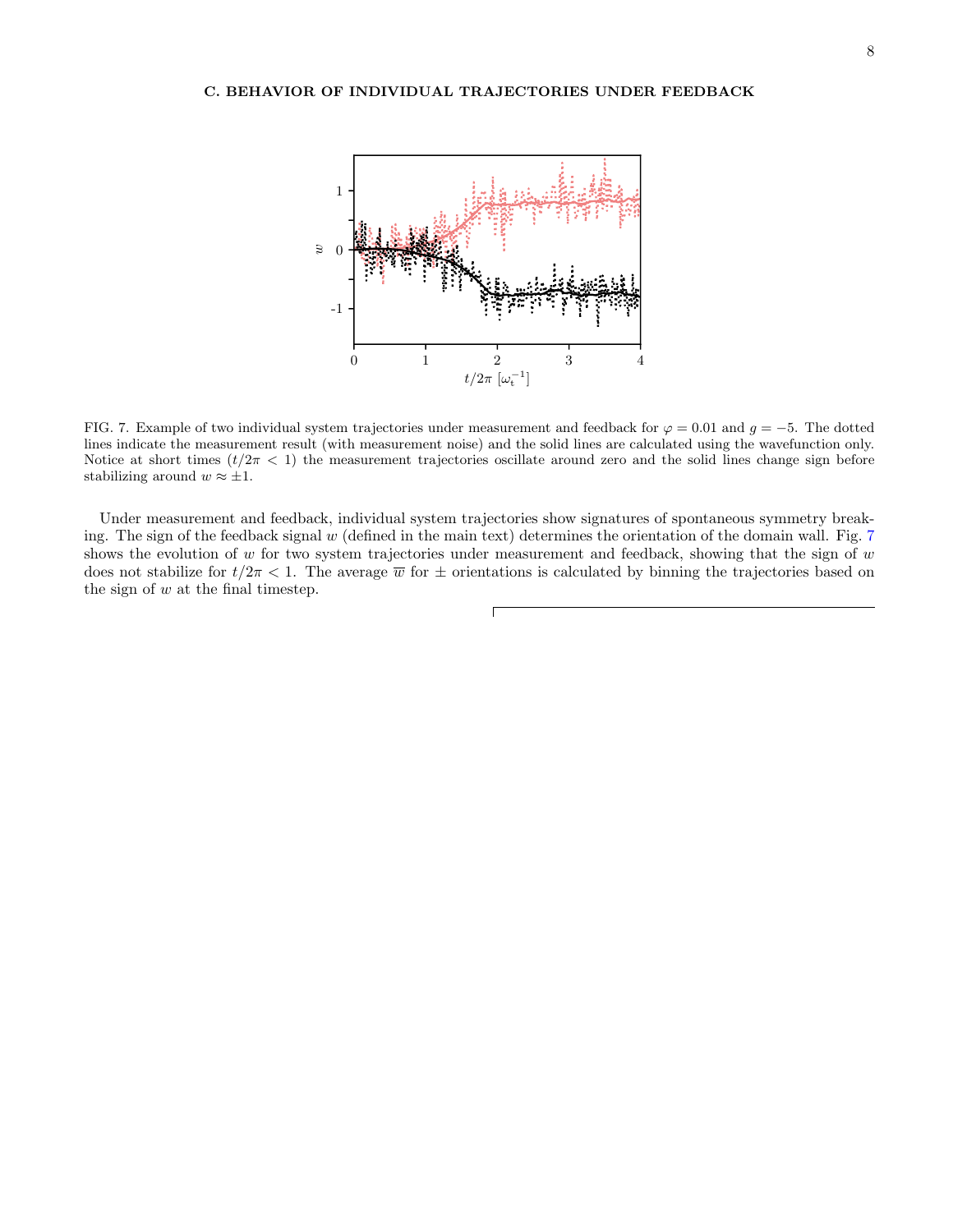### C. BEHAVIOR OF INDIVIDUAL TRAJECTORIES UNDER FEEDBACK

1

0

-1

$w$

0

1

2

3

4

$t/2\pi\ [\omega_{\mathrm{t}}^{-1}]$

FIG. 7. Example of two individual system trajectories under measurement and feedback for $\varphi = 0.01$ and $g = -5$. The dotted lines indicate the measurement result (with measurement noise) and the solid lines are calculated using the wavefunction only. Notice at short times ($t/2\pi < 1$) the measurement trajectories oscillate around zero and the solid lines change sign before stabilizing around $w \approx \pm 1$.

Under measurement and feedback, individual system trajectories show signatures of spontaneous symmetry breaking. The sign of the feedback signal $w$ (defined in the main text) determines the orientation of the domain wall. Fig. 7 shows the evolution of $w$ for two system trajectories under measurement and feedback, showing that the sign of $w$ does not stabilize for $t/2\pi < 1$. The average $\overline{w}$ for $\pm$ orientations is calculated by binning the trajectories based on the sign of $w$ at the final timestep.